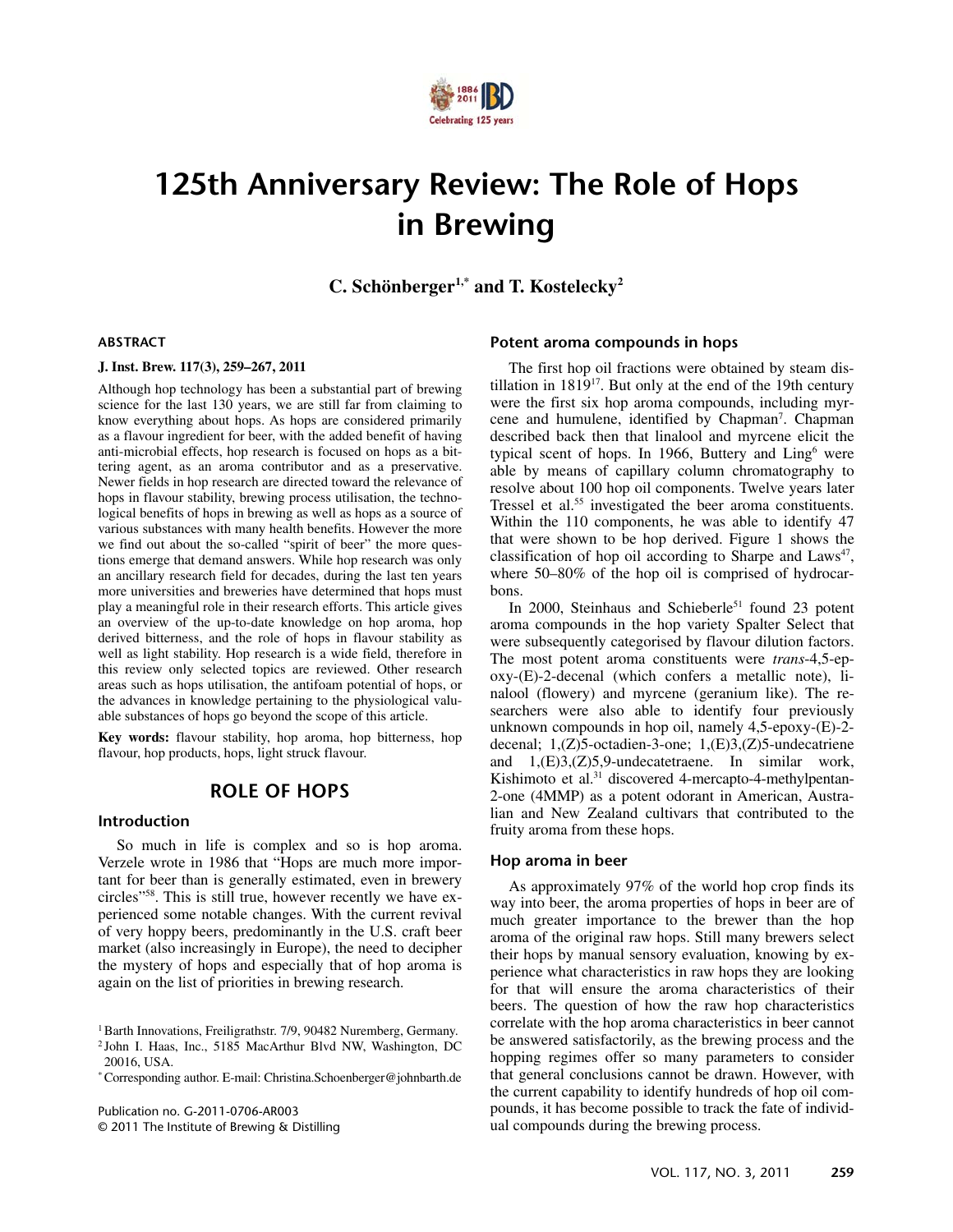# 125th Anniversary Review: The Role of Hops in Brewing

**C. Schönberger[1,*] and T. Kostelecky[2]**

## ABSTRACT

**J. Inst. Brew. 117(3), 259–267, 2011**

Although hop technology has been a substantial part of brewing science for the last 130 years, we are still far from claiming to know everything about hops. As hops are considered primarily as a flavour ingredient for beer, with the added benefit of having anti-microbial effects, hop research is focused on hops as a bittering agent, as an aroma contributor and as a preservative. Newer fields in hop research are directed toward the relevance of hops in flavour stability, brewing process utilisation, the technological benefits of hops in brewing as well as hops as a source of various substances with many health benefits. However the more we find out about the so-called "spirit of beer" the more questions emerge that demand answers. While hop research was only an ancillary research field for decades, during the last ten years more universities and breweries have determined that hops must play a meaningful role in their research efforts. This article gives an overview of the up-to-date knowledge on hop aroma, hop derived bitterness, and the role of hops in flavour stability as well as light stability. Hop research is a wide field, therefore in this review only selected topics are reviewed. Other research areas such as hops utilisation, the antifoam potential of hops, or the advances in knowledge pertaining to the physiological valuable substances of hops go beyond the scope of this article.

**Key words:** flavour stability, hop aroma, hop bitterness, hop flavour, hop products, hops, light struck flavour.

## ROLE OF HOPS

### Introduction

So much in life is complex and so is hop aroma. Verzele wrote in 1986 that "Hops are much more important for beer than is generally estimated, even in brewery circles"[58]. This is still true, however recently we have experienced some notable changes. With the current revival of very hoppy beers, predominantly in the U.S. craft beer market (also increasingly in Europe), the need to decipher the mystery of hops and especially that of hop aroma is again on the list of priorities in brewing research.

[1] Barth Innovations, Freiligrathstr. 7/9, 90482 Nuremberg, Germany.
[2] John I. Haas, Inc., 5185 MacArthur Blvd NW, Washington, DC 20016, USA.
[*] Corresponding author. E-mail: Christina.Schoenberger@johnbarth.de

Publication no. G-2011-0706-AR003
© 2011 The Institute of Brewing & Distilling

### Potent aroma compounds in hops

The first hop oil fractions were obtained by steam distillation in 1819[17]. But only at the end of the 19th century were the first six hop aroma compounds, including myrcene and humulene, identified by Chapman[7]. Chapman described back then that linalool and myrcene elicit the typical scent of hops. In 1966, Buttery and Ling[6] were able by means of capillary column chromatography to resolve about 100 hop oil components. Twelve years later Tressel et al.[55] investigated the beer aroma constituents. Within the 110 components, he was able to identify 47 that were shown to be hop derived. Figure 1 shows the classification of hop oil according to Sharpe and Laws[47], where 50–80% of the hop oil is comprised of hydrocarbons.

In 2000, Steinhaus and Schieberle[51] found 23 potent aroma compounds in the hop variety Spalter Select that were subsequently categorised by flavour dilution factors. The most potent aroma constituents were *trans*-4,5-epoxy-(E)-2-decenal (which confers a metallic note), linalool (flowery) and myrcene (geranium like). The researchers were also able to identify four previously unknown compounds in hop oil, namely 4,5-epoxy-(E)-2-decenal; 1,(Z)5-octadien-3-one; 1,(E)3,(Z)5-undecatriene and 1,(E)3,(Z)5,9-undecatetraene. In similar work, Kishimoto et al.[31] discovered 4-mercapto-4-methylpentan-2-one (4MMP) as a potent odorant in American, Australian and New Zealand cultivars that contributed to the fruity aroma from these hops.

### Hop aroma in beer

As approximately 97% of the world hop crop finds its way into beer, the aroma properties of hops in beer are of much greater importance to the brewer than the hop aroma of the original raw hops. Still many brewers select their hops by manual sensory evaluation, knowing by experience what characteristics in raw hops they are looking for that will ensure the aroma characteristics of their beers. The question of how the raw hop characteristics correlate with the hop aroma characteristics in beer cannot be answered satisfactorily, as the brewing process and the hopping regimes offer so many parameters to consider that general conclusions cannot be drawn. However, with the current capability to identify hundreds of hop oil compounds, it has become possible to track the fate of individual compounds during the brewing process.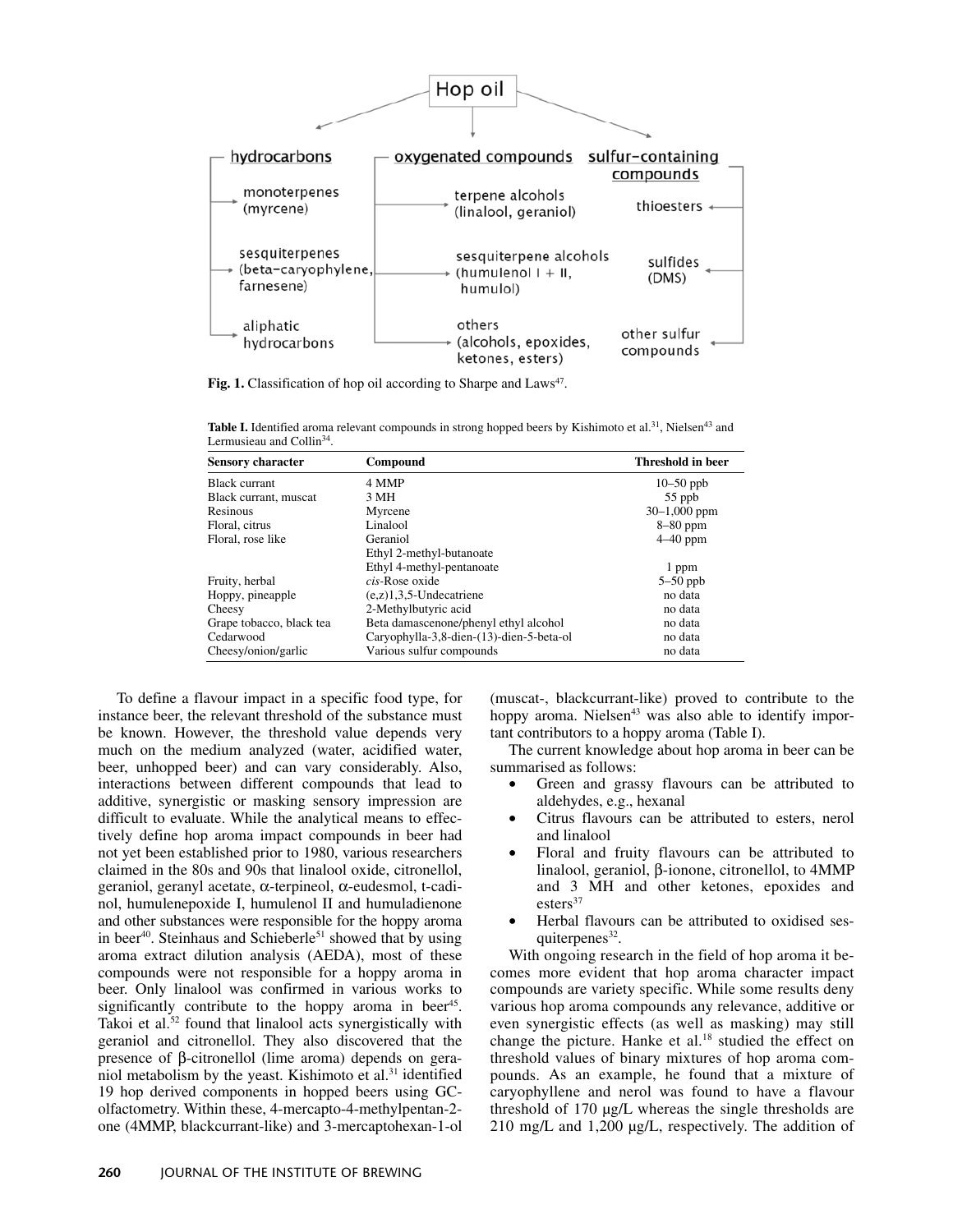**Fig. 1.** Classification of hop oil according to Sharpe and Laws[47].

**Table I.** Identified aroma relevant compounds in strong hopped beers by Kishimoto et al.[31], Nielsen[43] and Lermusieau and Collin[34].

| Sensory character | Compound | Threshold in beer |
|---|---|---|
| Black currant | 4 MMP | 10–50 ppb |
| Black currant, muscat | 3 MH | 55 ppb |
| Resinous | Myrcene | 30–1,000 ppm |
| Floral, citrus | Linalool | 8–80 ppm |
| Floral, rose like | Geraniol | 4–40 ppm |
| | Ethyl 2-methyl-butanoate | |
| | Ethyl 4-methyl-pentanoate | 1 ppm |
| Fruity, herbal | *cis*-Rose oxide | 5–50 ppb |
| Hoppy, pineapple | (e,z)1,3,5-Undecatriene | no data |
| Cheesy | 2-Methylbutyric acid | no data |
| Grape tobacco, black tea | Beta damascenone/phenyl ethyl alcohol | no data |
| Cedarwood | Caryophylla-3,8-dien-(13)-dien-5-beta-ol | no data |
| Cheesy/onion/garlic | Various sulfur compounds | no data |

To define a flavour impact in a specific food type, for instance beer, the relevant threshold of the substance must be known. However, the threshold value depends very much on the medium analyzed (water, acidified water, beer, unhopped beer) and can vary considerably. Also, interactions between different compounds that lead to additive, synergistic or masking sensory impression are difficult to evaluate. While the analytical means to effectively define hop aroma impact compounds in beer had not yet been established prior to 1980, various researchers claimed in the 80s and 90s that linalool oxide, citronellol, geraniol, geranyl acetate, α-terpineol, α-eudesmol, t-cadinol, humulenepoxide I, humulenol II and humuladienone and other substances were responsible for the hoppy aroma in beer[40]. Steinhaus and Schieberle[51] showed that by using aroma extract dilution analysis (AEDA), most of these compounds were not responsible for a hoppy aroma in beer. Only linalool was confirmed in various works to significantly contribute to the hoppy aroma in beer[45]. Takoi et al.[52] found that linalool acts synergistically with geraniol and citronellol. They also discovered that the presence of β-citronellol (lime aroma) depends on geraniol metabolism by the yeast. Kishimoto et al.[31] identified 19 hop derived components in hopped beers using GC-olfactometry. Within these, 4-mercapto-4-methylpentan-2-one (4MMP, blackcurrant-like) and 3-mercaptohexan-1-ol (muscat-, blackcurrant-like) proved to contribute to the hoppy aroma. Nielsen[43] was also able to identify important contributors to a hoppy aroma (Table I).

The current knowledge about hop aroma in beer can be summarised as follows:

- Green and grassy flavours can be attributed to aldehydes, e.g., hexanal
- Citrus flavours can be attributed to esters, nerol and linalool
- Floral and fruity flavours can be attributed to linalool, geraniol, β-ionone, citronellol, to 4MMP and 3 MH and other ketones, epoxides and esters[37]
- Herbal flavours can be attributed to oxidised sesquiterpenes[32].

With ongoing research in the field of hop aroma it becomes more evident that hop aroma character impact compounds are variety specific. While some results deny various hop aroma compounds any relevance, additive or even synergistic effects (as well as masking) may still change the picture. Hanke et al.[18] studied the effect on threshold values of binary mixtures of hop aroma compounds. As an example, he found that a mixture of caryophyllene and nerol was found to have a flavour threshold of 170 µg/L whereas the single thresholds are 210 mg/L and 1,200 µg/L, respectively. The addition of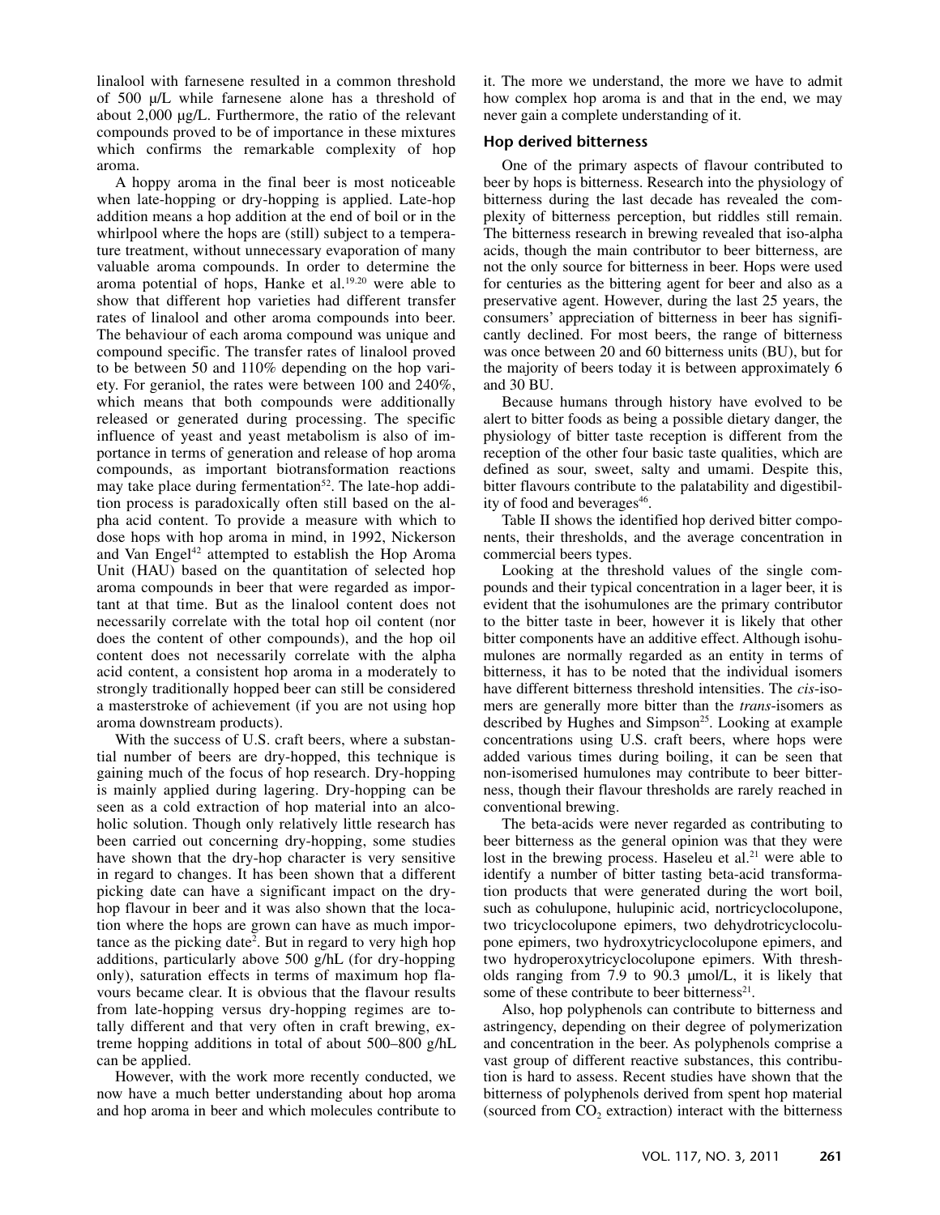linalool with farnesene resulted in a common threshold of 500 µ/L while farnesene alone has a threshold of about 2,000 µg/L. Furthermore, the ratio of the relevant compounds proved to be of importance in these mixtures which confirms the remarkable complexity of hop aroma.

A hoppy aroma in the final beer is most noticeable when late-hopping or dry-hopping is applied. Late-hop addition means a hop addition at the end of boil or in the whirlpool where the hops are (still) subject to a temperature treatment, without unnecessary evaporation of many valuable aroma compounds. In order to determine the aroma potential of hops, Hanke et al.[19,20] were able to show that different hop varieties had different transfer rates of linalool and other aroma compounds into beer. The behaviour of each aroma compound was unique and compound specific. The transfer rates of linalool proved to be between 50 and 110% depending on the hop variety. For geraniol, the rates were between 100 and 240%, which means that both compounds were additionally released or generated during processing. The specific influence of yeast and yeast metabolism is also of importance in terms of generation and release of hop aroma compounds, as important biotransformation reactions may take place during fermentation[52]. The late-hop addition process is paradoxically often still based on the alpha acid content. To provide a measure with which to dose hops with hop aroma in mind, in 1992, Nickerson and Van Engel[42] attempted to establish the Hop Aroma Unit (HAU) based on the quantitation of selected hop aroma compounds in beer that were regarded as important at that time. But as the linalool content does not necessarily correlate with the total hop oil content (nor does the content of other compounds), and the hop oil content does not necessarily correlate with the alpha acid content, a consistent hop aroma in a moderately to strongly traditionally hopped beer can still be considered a masterstroke of achievement (if you are not using hop aroma downstream products).

With the success of U.S. craft beers, where a substantial number of beers are dry-hopped, this technique is gaining much of the focus of hop research. Dry-hopping is mainly applied during lagering. Dry-hopping can be seen as a cold extraction of hop material into an alcoholic solution. Though only relatively little research has been carried out concerning dry-hopping, some studies have shown that the dry-hop character is very sensitive in regard to changes. It has been shown that a different picking date can have a significant impact on the dry-hop flavour in beer and it was also shown that the location where the hops are grown can have as much importance as the picking date[2]. But in regard to very high hop additions, particularly above 500 g/hL (for dry-hopping only), saturation effects in terms of maximum hop flavours became clear. It is obvious that the flavour results from late-hopping versus dry-hopping regimes are totally different and that very often in craft brewing, extreme hopping additions in total of about 500–800 g/hL can be applied.

However, with the work more recently conducted, we now have a much better understanding about hop aroma and hop aroma in beer and which molecules contribute to it. The more we understand, the more we have to admit how complex hop aroma is and that in the end, we may never gain a complete understanding of it.

## Hop derived bitterness

One of the primary aspects of flavour contributed to beer by hops is bitterness. Research into the physiology of bitterness during the last decade has revealed the complexity of bitterness perception, but riddles still remain. The bitterness research in brewing revealed that iso-alpha acids, though the main contributor to beer bitterness, are not the only source for bitterness in beer. Hops were used for centuries as the bittering agent for beer and also as a preservative agent. However, during the last 25 years, the consumers' appreciation of bitterness in beer has significantly declined. For most beers, the range of bitterness was once between 20 and 60 bitterness units (BU), but for the majority of beers today it is between approximately 6 and 30 BU.

Because humans through history have evolved to be alert to bitter foods as being a possible dietary danger, the physiology of bitter taste reception is different from the reception of the other four basic taste qualities, which are defined as sour, sweet, salty and umami. Despite this, bitter flavours contribute to the palatability and digestibility of food and beverages[46].

Table II shows the identified hop derived bitter components, their thresholds, and the average concentration in commercial beers types.

Looking at the threshold values of the single compounds and their typical concentration in a lager beer, it is evident that the isohumulones are the primary contributor to the bitter taste in beer, however it is likely that other bitter components have an additive effect. Although isohumulones are normally regarded as an entity in terms of bitterness, it has to be noted that the individual isomers have different bitterness threshold intensities. The *cis*-isomers are generally more bitter than the *trans*-isomers as described by Hughes and Simpson[25]. Looking at example concentrations using U.S. craft beers, where hops were added various times during boiling, it can be seen that non-isomerised humulones may contribute to beer bitterness, though their flavour thresholds are rarely reached in conventional brewing.

The beta-acids were never regarded as contributing to beer bitterness as the general opinion was that they were lost in the brewing process. Haseleu et al.[21] were able to identify a number of bitter tasting beta-acid transformation products that were generated during the wort boil, such as cohulupone, hulupinic acid, nortricyclocolupone, two tricyclocolupone epimers, two dehydrotricyclocolupone epimers, two hydroxytricyclocolupone epimers, and two hydroperoxytricyclocolupone epimers. With thresholds ranging from 7.9 to 90.3 µmol/L, it is likely that some of these contribute to beer bitterness[21].

Also, hop polyphenols can contribute to bitterness and astringency, depending on their degree of polymerization and concentration in the beer. As polyphenols comprise a vast group of different reactive substances, this contribution is hard to assess. Recent studies have shown that the bitterness of polyphenols derived from spent hop material (sourced from $CO_2$ extraction) interact with the bitterness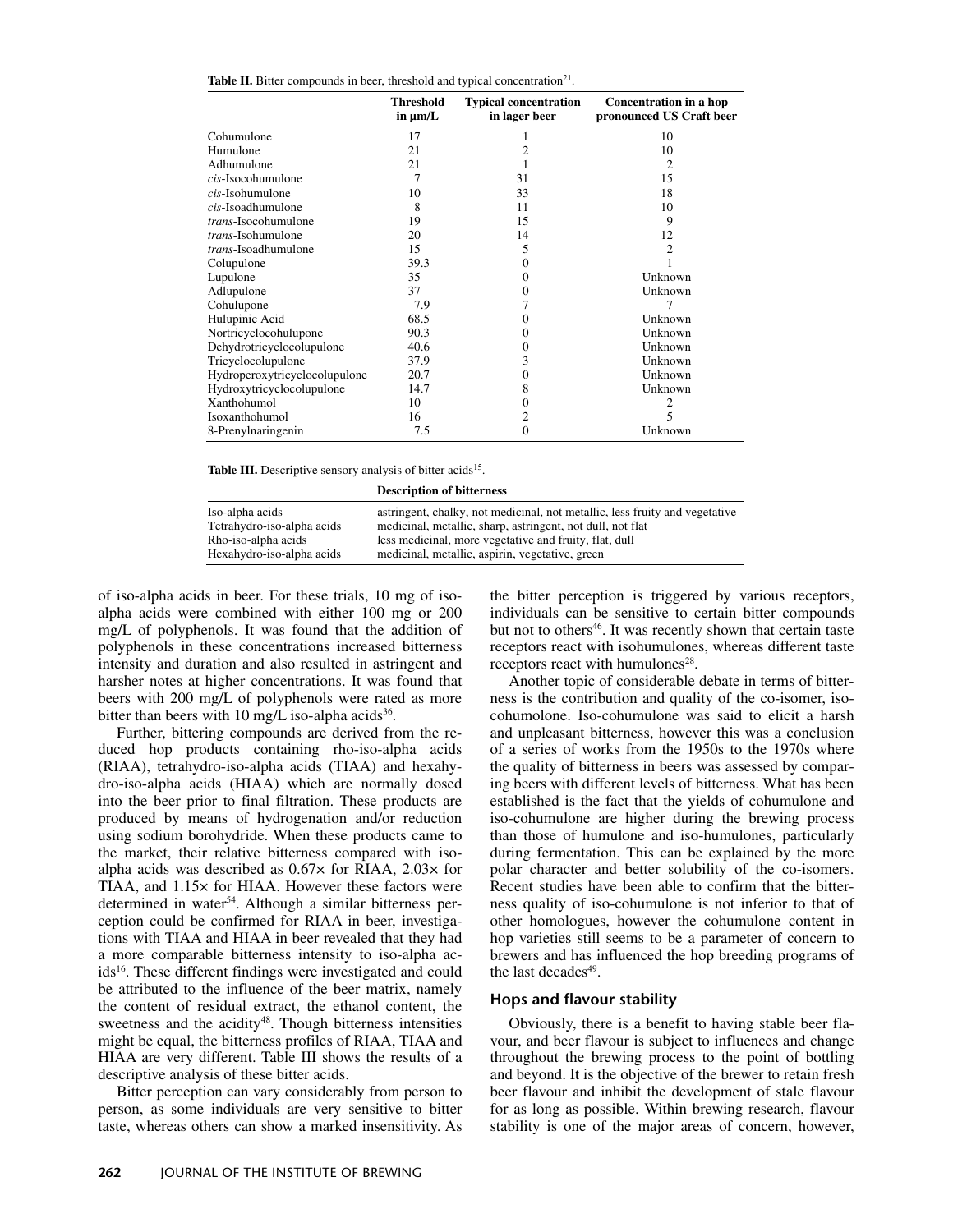**Table II.** Bitter compounds in beer, threshold and typical concentration[21].

| | Threshold in µm/L | Typical concentration in lager beer | Concentration in a hop pronounced US Craft beer |
|---|---|---|---|
| Cohumulone | 17 | 1 | 10 |
| Humulone | 21 | 2 | 10 |
| Adhumulone | 21 | 1 | 2 |
| *cis*-Isocohumulone | 7 | 31 | 15 |
| *cis*-Isohumulone | 10 | 33 | 18 |
| *cis*-Isoadhumulone | 8 | 11 | 10 |
| *trans*-Isocohumulone | 19 | 15 | 9 |
| *trans*-Isohumulone | 20 | 14 | 12 |
| *trans*-Isoadhumulone | 15 | 5 | 2 |
| Colupulone | 39.3 | 0 | 1 |
| Lupulone | 35 | 0 | Unknown |
| Adlupulone | 37 | 0 | Unknown |
| Cohulupone | 7.9 | 7 | 7 |
| Hulupinic Acid | 68.5 | 0 | Unknown |
| Nortricyclocohulupone | 90.3 | 0 | Unknown |
| Dehydrotricyclocolupulone | 40.6 | 0 | Unknown |
| Tricyclocolupulone | 37.9 | 3 | Unknown |
| Hydroperoxytricyclocolupulone | 20.7 | 0 | Unknown |
| Hydroxytricyclocolupulone | 14.7 | 8 | Unknown |
| Xanthohumol | 10 | 0 | 2 |
| Isoxanthohumol | 16 | 2 | 5 |
| 8-Prenylnaringenin | 7.5 | 0 | Unknown |

**Table III.** Descriptive sensory analysis of bitter acids[15].

| | Description of bitterness |
|---|---|
| Iso-alpha acids | astringent, chalky, not medicinal, not metallic, less fruity and vegetative |
| Tetrahydro-iso-alpha acids | medicinal, metallic, sharp, astringent, not dull, not flat |
| Rho-iso-alpha acids | less medicinal, more vegetative and fruity, flat, dull |
| Hexahydro-iso-alpha acids | medicinal, metallic, aspirin, vegetative, green |

of iso-alpha acids in beer. For these trials, 10 mg of iso-alpha acids were combined with either 100 mg or 200 mg/L of polyphenols. It was found that the addition of polyphenols in these concentrations increased bitterness intensity and duration and also resulted in astringent and harsher notes at higher concentrations. It was found that beers with 200 mg/L of polyphenols were rated as more bitter than beers with 10 mg/L iso-alpha acids[36].

Further, bittering compounds are derived from the reduced hop products containing rho-iso-alpha acids (RIAA), tetrahydro-iso-alpha acids (TIAA) and hexahydro-iso-alpha acids (HIAA) which are normally dosed into the beer prior to final filtration. These products are produced by means of hydrogenation and/or reduction using sodium borohydride. When these products came to the market, their relative bitterness compared with iso-alpha acids was described as 0.67× for RIAA, 2.03× for TIAA, and 1.15× for HIAA. However these factors were determined in water[54]. Although a similar bitterness perception could be confirmed for RIAA in beer, investigations with TIAA and HIAA in beer revealed that they had a more comparable bitterness intensity to iso-alpha acids[16]. These different findings were investigated and could be attributed to the influence of the beer matrix, namely the content of residual extract, the ethanol content, the sweetness and the acidity[48]. Though bitterness intensities might be equal, the bitterness profiles of RIAA, TIAA and HIAA are very different. Table III shows the results of a descriptive analysis of these bitter acids.

Bitter perception can vary considerably from person to person, as some individuals are very sensitive to bitter taste, whereas others can show a marked insensitivity. As the bitter perception is triggered by various receptors, individuals can be sensitive to certain bitter compounds but not to others[46]. It was recently shown that certain taste receptors react with isohumulones, whereas different taste receptors react with humulones[28].

Another topic of considerable debate in terms of bitterness is the contribution and quality of the co-isomer, iso-cohumulone. Iso-cohumulone was said to elicit a harsh and unpleasant bitterness, however this was a conclusion of a series of works from the 1950s to the 1970s where the quality of bitterness in beers was assessed by comparing beers with different levels of bitterness. What has been established is the fact that the yields of cohumulone and iso-cohumulone are higher during the brewing process than those of humulone and iso-humulones, particularly during fermentation. This can be explained by the more polar character and better solubility of the co-isomers. Recent studies have been able to confirm that the bitterness quality of iso-cohumulone is not inferior to that of other homologues, however the cohumulone content in hop varieties still seems to be a parameter of concern to brewers and has influenced the hop breeding programs of the last decades[49].

## Hops and flavour stability

Obviously, there is a benefit to having stable beer flavour, and beer flavour is subject to influences and change throughout the brewing process to the point of bottling and beyond. It is the objective of the brewer to retain fresh beer flavour and inhibit the development of stale flavour for as long as possible. Within brewing research, flavour stability is one of the major areas of concern, however,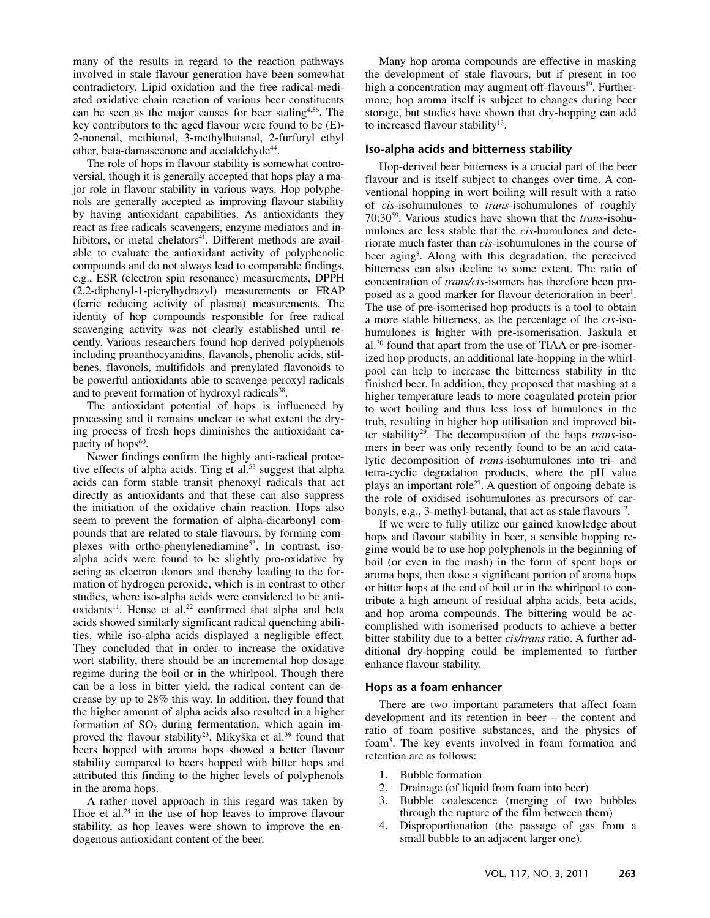many of the results in regard to the reaction pathways involved in stale flavour generation have been somewhat contradictory. Lipid oxidation and the free radical-mediated oxidative chain reaction of various beer constituents can be seen as the major causes for beer staling[4,56]. The key contributors to the aged flavour were found to be (E)-2-nonenal, methional, 3-methylbutanal, 2-furfuryl ethyl ether, beta-damascenone and acetaldehyde[44].

The role of hops in flavour stability is somewhat controversial, though it is generally accepted that hops play a major role in flavour stability in various ways. Hop polyphenols are generally accepted as improving flavour stability by having antioxidant capabilities. As antioxidants they react as free radicals scavengers, enzyme mediators and inhibitors, or metal chelators[41]. Different methods are available to evaluate the antioxidant activity of polyphenolic compounds and do not always lead to comparable findings, e.g., ESR (electron spin resonance) measurements, DPPH (2,2-diphenyl-1-picrylhydrazyl) measurements or FRAP (ferric reducing activity of plasma) measurements. The identity of hop compounds responsible for free radical scavenging activity was not clearly established until recently. Various researchers found hop derived polyphenols including proanthocyanidins, flavanols, phenolic acids, stilbenes, flavonols, multifidols and prenylated flavonoids to be powerful antioxidants able to scavenge peroxyl radicals and to prevent formation of hydroxyl radicals[38].

The antioxidant potential of hops is influenced by processing and it remains unclear to what extent the drying process of fresh hops diminishes the antioxidant capacity of hops[60].

Newer findings confirm the highly anti-radical protective effects of alpha acids. Ting et al.[53] suggest that alpha acids can form stable transit phenoxyl radicals that act directly as antioxidants and that these can also suppress the initiation of the oxidative chain reaction. Hops also seem to prevent the formation of alpha-dicarbonyl compounds that are related to stale flavours, by forming complexes with ortho-phenylenediamine[53]. In contrast, iso-alpha acids were found to be slightly pro-oxidative by acting as electron donors and thereby leading to the formation of hydrogen peroxide, which is in contrast to other studies, where iso-alpha acids were considered to be antioxidants[11]. Hense et al.[22] confirmed that alpha and beta acids showed similarly significant radical quenching abilities, while iso-alpha acids displayed a negligible effect. They concluded that in order to increase the oxidative wort stability, there should be an incremental hop dosage regime during the boil or in the whirlpool. Though there can be a loss in bitter yield, the radical content can decrease by up to 28% this way. In addition, they found that the higher amount of alpha acids also resulted in a higher formation of $SO_2$ during fermentation, which again improved the flavour stability[23]. Mikyška et al.[39] found that beers hopped with aroma hops showed a better flavour stability compared to beers hopped with bitter hops and attributed this finding to the higher levels of polyphenols in the aroma hops.

A rather novel approach in this regard was taken by Hioe et al.[24] in the use of hop leaves to improve flavour stability, as hop leaves were shown to improve the endogenous antioxidant content of the beer.

Many hop aroma compounds are effective in masking the development of stale flavours, but if present in too high a concentration may augment off-flavours[19]. Furthermore, hop aroma itself is subject to changes during beer storage, but studies have shown that dry-hopping can add to increased flavour stability[13].

### Iso-alpha acids and bitterness stability

Hop-derived beer bitterness is a crucial part of the beer flavour and is itself subject to changes over time. A conventional hopping in wort boiling will result with a ratio of *cis*-isohumulones to *trans*-isohumulones of roughly 70:30[59]. Various studies have shown that the *trans*-isohumulones are less stable that the *cis*-humulones and deteriorate much faster than *cis*-isohumulones in the course of beer aging[8]. Along with this degradation, the perceived bitterness can also decline to some extent. The ratio of concentration of *trans/cis*-isomers has therefore been proposed as a good marker for flavour deterioration in beer[1]. The use of pre-isomerised hop products is a tool to obtain a more stable bitterness, as the percentage of the *cis*-isohumulones is higher with pre-isomerisation. Jaskula et al.[30] found that apart from the use of TIAA or pre-isomerized hop products, an additional late-hopping in the whirlpool can help to increase the bitterness stability in the finished beer. In addition, they proposed that mashing at a higher temperature leads to more coagulated protein prior to wort boiling and thus less loss of humulones in the trub, resulting in higher hop utilisation and improved bitter stability[29]. The decomposition of the hops *trans*-isomers in beer was only recently found to be an acid catalytic decomposition of *trans*-isohumulones into tri- and tetra-cyclic degradation products, where the pH value plays an important role[27]. A question of ongoing debate is the role of oxidised isohumulones as precursors of carbonyls, e.g., 3-methyl-butanal, that act as stale flavours[12].

If we were to fully utilize our gained knowledge about hops and flavour stability in beer, a sensible hopping regime would be to use hop polyphenols in the beginning of boil (or even in the mash) in the form of spent hops or aroma hops, then dose a significant portion of aroma hops or bitter hops at the end of boil or in the whirlpool to contribute a high amount of residual alpha acids, beta acids, and hop aroma compounds. The bittering would be accomplished with isomerised products to achieve a better bitter stability due to a better *cis/trans* ratio. A further additional dry-hopping could be implemented to further enhance flavour stability.

### Hops as a foam enhancer

There are two important parameters that affect foam development and its retention in beer – the content and ratio of foam positive substances, and the physics of foam[3]. The key events involved in foam formation and retention are as follows:

1. Bubble formation
2. Drainage (of liquid from foam into beer)
3. Bubble coalescence (merging of two bubbles through the rupture of the film between them)
4. Disproportionation (the passage of gas from a small bubble to an adjacent larger one).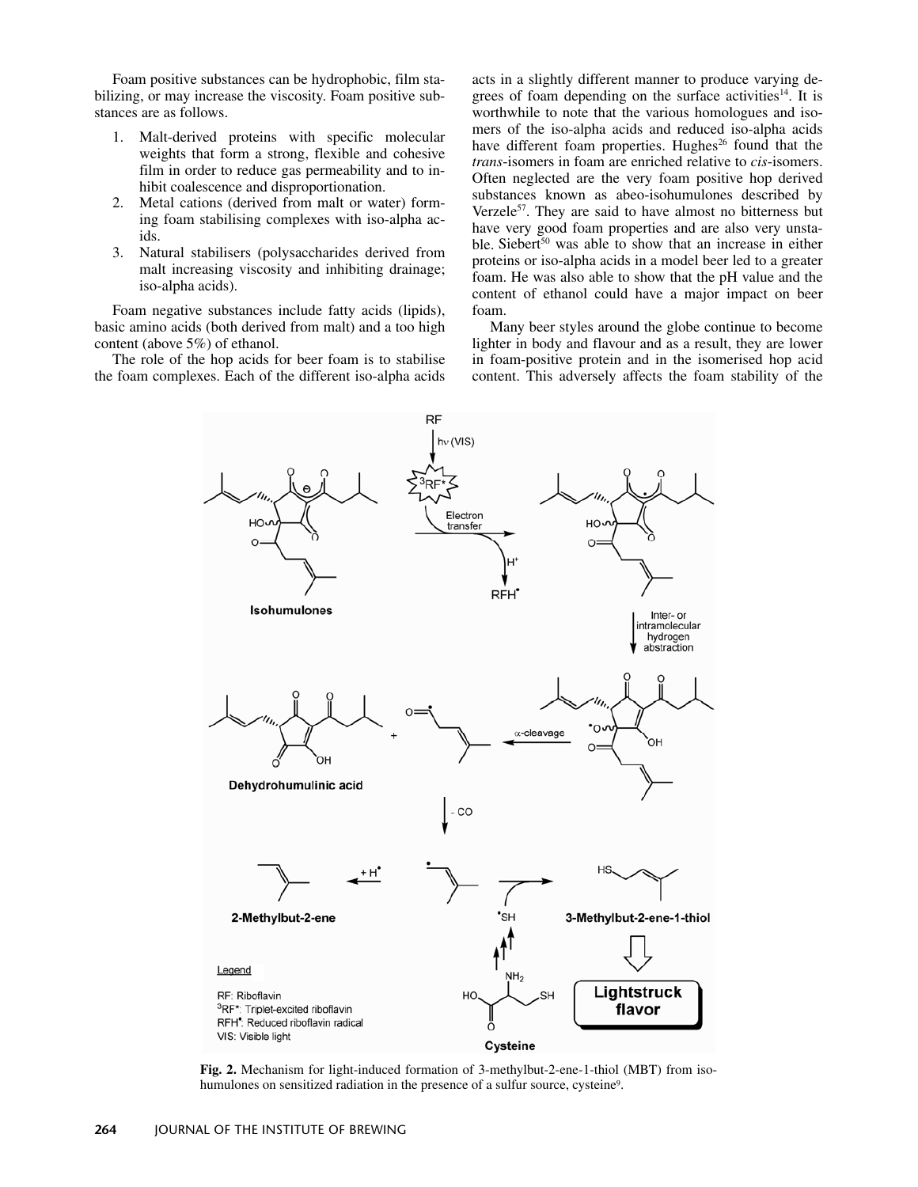Foam positive substances can be hydrophobic, film stabilizing, or may increase the viscosity. Foam positive substances are as follows.

1. Malt-derived proteins with specific molecular weights that form a strong, flexible and cohesive film in order to reduce gas permeability and to inhibit coalescence and disproportionation.
2. Metal cations (derived from malt or water) forming foam stabilising complexes with iso-alpha acids.
3. Natural stabilisers (polysaccharides derived from malt increasing viscosity and inhibiting drainage; iso-alpha acids).

Foam negative substances include fatty acids (lipids), basic amino acids (both derived from malt) and a too high content (above 5%) of ethanol.

The role of the hop acids for beer foam is to stabilise the foam complexes. Each of the different iso-alpha acids acts in a slightly different manner to produce varying degrees of foam depending on the surface activities[14]. It is worthwhile to note that the various homologues and isomers of the iso-alpha acids and reduced iso-alpha acids have different foam properties. Hughes[26] found that the *trans*-isomers in foam are enriched relative to *cis*-isomers. Often neglected are the very foam positive hop derived substances known as abeo-isohumulones described by Verzele[57]. They are said to have almost no bitterness but have very good foam properties and are also very unstable. Siebert[50] was able to show that an increase in either proteins or iso-alpha acids in a model beer led to a greater foam. He was also able to show that the pH value and the content of ethanol could have a major impact on beer foam.

Many beer styles around the globe continue to become lighter in body and flavour and as a result, they are lower in foam-positive protein and in the isomerised hop acid content. This adversely affects the foam stability of the

**Fig. 2.** Mechanism for light-induced formation of 3-methylbut-2-ene-1-thiol (MBT) from isohumulones on sensitized radiation in the presence of a sulfur source, cysteine[9].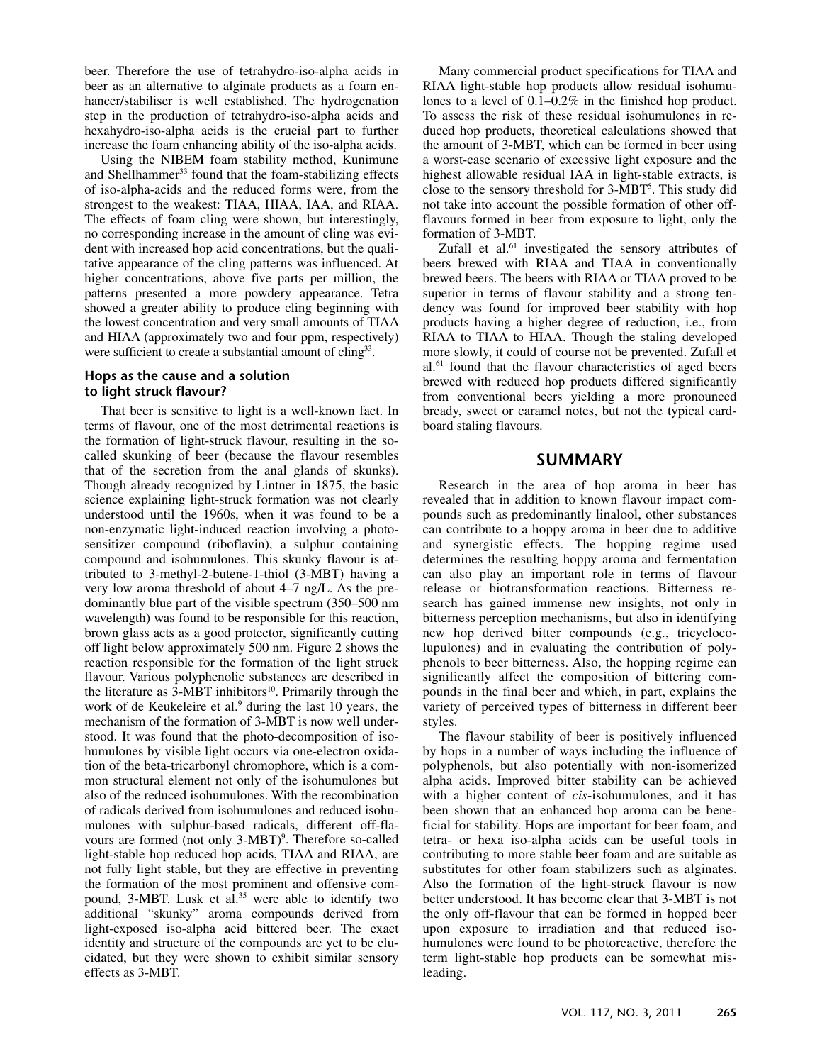beer. Therefore the use of tetrahydro-iso-alpha acids in beer as an alternative to alginate products as a foam enhancer/stabiliser is well established. The hydrogenation step in the production of tetrahydro-iso-alpha acids and hexahydro-iso-alpha acids is the crucial part to further increase the foam enhancing ability of the iso-alpha acids.

Using the NIBEM foam stability method, Kunimune and Shellhammer[33] found that the foam-stabilizing effects of iso-alpha-acids and the reduced forms were, from the strongest to the weakest: TIAA, HIAA, IAA, and RIAA. The effects of foam cling were shown, but interestingly, no corresponding increase in the amount of cling was evident with increased hop acid concentrations, but the qualitative appearance of the cling patterns was influenced. At higher concentrations, above five parts per million, the patterns presented a more powdery appearance. Tetra showed a greater ability to produce cling beginning with the lowest concentration and very small amounts of TIAA and HIAA (approximately two and four ppm, respectively) were sufficient to create a substantial amount of cling[33].

### Hops as the cause and a solution to light struck flavour?

That beer is sensitive to light is a well-known fact. In terms of flavour, one of the most detrimental reactions is the formation of light-struck flavour, resulting in the so-called skunking of beer (because the flavour resembles that of the secretion from the anal glands of skunks). Though already recognized by Lintner in 1875, the basic science explaining light-struck formation was not clearly understood until the 1960s, when it was found to be a non-enzymatic light-induced reaction involving a photosensitizer compound (riboflavin), a sulphur containing compound and isohumulones. This skunky flavour is attributed to 3-methyl-2-butene-1-thiol (3-MBT) having a very low aroma threshold of about 4–7 ng/L. As the predominantly blue part of the visible spectrum (350–500 nm wavelength) was found to be responsible for this reaction, brown glass acts as a good protector, significantly cutting off light below approximately 500 nm. Figure 2 shows the reaction responsible for the formation of the light struck flavour. Various polyphenolic substances are described in the literature as 3-MBT inhibitors[10]. Primarily through the work of de Keukeleire et al.[9] during the last 10 years, the mechanism of the formation of 3-MBT is now well understood. It was found that the photo-decomposition of isohumulones by visible light occurs via one-electron oxidation of the beta-tricarbonyl chromophore, which is a common structural element not only of the isohumulones but also of the reduced isohumulones. With the recombination of radicals derived from isohumulones and reduced isohumulones with sulphur-based radicals, different off-flavours are formed (not only 3-MBT)[9]. Therefore so-called light-stable hop reduced hop acids, TIAA and RIAA, are not fully light stable, but they are effective in preventing the formation of the most prominent and offensive compound, 3-MBT. Lusk et al.[35] were able to identify two additional "skunky" aroma compounds derived from light-exposed iso-alpha acid bittered beer. The exact identity and structure of the compounds are yet to be elucidated, but they were shown to exhibit similar sensory effects as 3-MBT.

Many commercial product specifications for TIAA and RIAA light-stable hop products allow residual isohumulones to a level of 0.1–0.2% in the finished hop product. To assess the risk of these residual isohumulones in reduced hop products, theoretical calculations showed that the amount of 3-MBT, which can be formed in beer using a worst-case scenario of excessive light exposure and the highest allowable residual IAA in light-stable extracts, is close to the sensory threshold for 3-MBT[5]. This study did not take into account the possible formation of other off-flavours formed in beer from exposure to light, only the formation of 3-MBT.

Zufall et al.[61] investigated the sensory attributes of beers brewed with RIAA and TIAA in conventionally brewed beers. The beers with RIAA or TIAA proved to be superior in terms of flavour stability and a strong tendency was found for improved beer stability with hop products having a higher degree of reduction, i.e., from RIAA to TIAA to HIAA. Though the staling developed more slowly, it could of course not be prevented. Zufall et al.[61] found that the flavour characteristics of aged beers brewed with reduced hop products differed significantly from conventional beers yielding a more pronounced bready, sweet or caramel notes, but not the typical cardboard staling flavours.

## SUMMARY

Research in the area of hop aroma in beer has revealed that in addition to known flavour impact compounds such as predominantly linalool, other substances can contribute to a hoppy aroma in beer due to additive and synergistic effects. The hopping regime used determines the resulting hoppy aroma and fermentation can also play an important role in terms of flavour release or biotransformation reactions. Bitterness research has gained immense new insights, not only in bitterness perception mechanisms, but also in identifying new hop derived bitter compounds (e.g., tricyclocolupulones) and in evaluating the contribution of polyphenols to beer bitterness. Also, the hopping regime can significantly affect the composition of bittering compounds in the final beer and which, in part, explains the variety of perceived types of bitterness in different beer styles.

The flavour stability of beer is positively influenced by hops in a number of ways including the influence of polyphenols, but also potentially with non-isomerized alpha acids. Improved bitter stability can be achieved with a higher content of *cis*-isohumulones, and it has been shown that an enhanced hop aroma can be beneficial for stability. Hops are important for beer foam, and tetra- or hexa iso-alpha acids can be useful tools in contributing to more stable beer foam and are suitable as substitutes for other foam stabilizers such as alginates. Also the formation of the light-struck flavour is now better understood. It has become clear that 3-MBT is not the only off-flavour that can be formed in hopped beer upon exposure to irradiation and that reduced isohumulones were found to be photoreactive, therefore the term light-stable hop products can be somewhat misleading.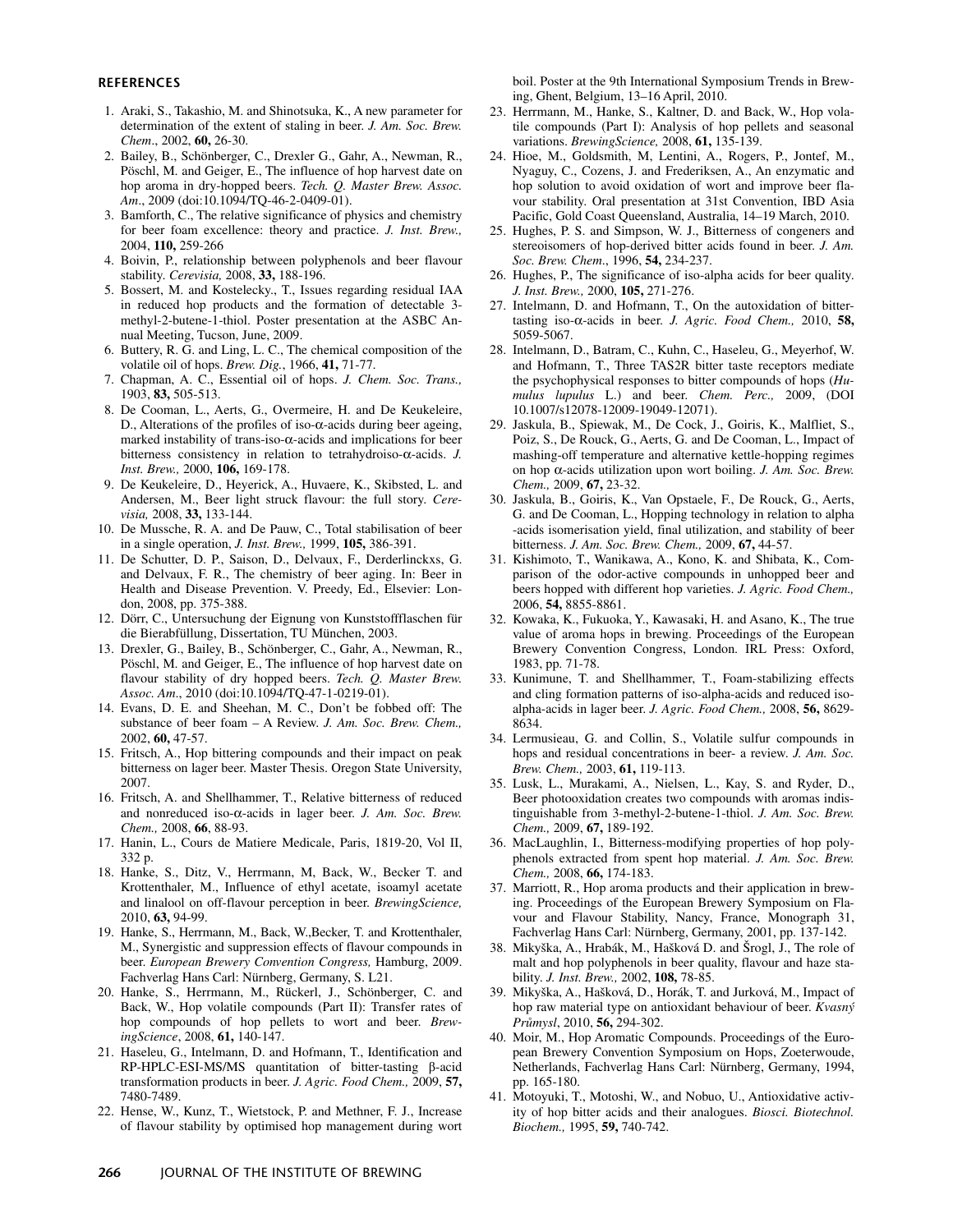## REFERENCES

1. Araki, S., Takashio, M. and Shinotsuka, K., A new parameter for determination of the extent of staling in beer. *J. Am. Soc. Brew. Chem*., 2002, **60,** 26-30.
2. Bailey, B., Schönberger, C., Drexler G., Gahr, A., Newman, R., Pöschl, M. and Geiger, E., The influence of hop harvest date on hop aroma in dry-hopped beers. *Tech. Q. Master Brew. Assoc. Am*., 2009 (doi:10.1094/TQ-46-2-0409-01).
3. Bamforth, C., The relative significance of physics and chemistry for beer foam excellence: theory and practice. *J. Inst. Brew.,* 2004, **110,** 259-266
4. Boivin, P., relationship between polyphenols and beer flavour stability. *Cerevisia,* 2008, **33,** 188-196.
5. Bossert, M. and Kostelecky., T., Issues regarding residual IAA in reduced hop products and the formation of detectable 3-methyl-2-butene-1-thiol. Poster presentation at the ASBC Annual Meeting, Tucson, June, 2009.
6. Buttery, R. G. and Ling, L. C., The chemical composition of the volatile oil of hops. *Brew. Dig.*, 1966, **41,** 71-77.
7. Chapman, A. C., Essential oil of hops. *J. Chem. Soc. Trans.,* 1903, **83,** 505-513.
8. De Cooman, L., Aerts, G., Overmeire, H. and De Keukeleire, D., Alterations of the profiles of iso-α-acids during beer ageing, marked instability of trans-iso-α-acids and implications for beer bitterness consistency in relation to tetrahydroiso-α-acids. *J. Inst. Brew.,* 2000, **106,** 169-178.
9. De Keukeleire, D., Heyerick, A., Huvaere, K., Skibsted, L. and Andersen, M., Beer light struck flavour: the full story. *Cerevisia,* 2008, **33,** 133-144.
10. De Mussche, R. A. and De Pauw, C., Total stabilisation of beer in a single operation, *J. Inst. Brew.,* 1999, **105,** 386-391.
11. De Schutter, D. P., Saison, D., Delvaux, F., Derderlinckxs, G. and Delvaux, F. R., The chemistry of beer aging. In: Beer in Health and Disease Prevention. V. Preedy, Ed., Elsevier: London, 2008, pp. 375-388.
12. Dörr, C., Untersuchung der Eignung von Kunststoffflaschen für die Bierabfüllung, Dissertation, TU München, 2003.
13. Drexler, G., Bailey, B., Schönberger, C., Gahr, A., Newman, R., Pöschl, M. and Geiger, E., The influence of hop harvest date on flavour stability of dry hopped beers. *Tech. Q. Master Brew. Assoc. Am*., 2010 (doi:10.1094/TQ-47-1-0219-01).
14. Evans, D. E. and Sheehan, M. C., Don't be fobbed off: The substance of beer foam – A Review. *J. Am. Soc. Brew. Chem.,* 2002, **60,** 47-57.
15. Fritsch, A., Hop bittering compounds and their impact on peak bitterness on lager beer. Master Thesis. Oregon State University, 2007.
16. Fritsch, A. and Shellhammer, T., Relative bitterness of reduced and nonreduced iso-α-acids in lager beer. *J. Am. Soc. Brew. Chem.,* 2008, **66**, 88-93.
17. Hanin, L., Cours de Matiere Medicale, Paris, 1819-20, Vol II, 332 p.
18. Hanke, S., Ditz, V., Herrmann, M, Back, W., Becker T. and Krottenthaler, M., Influence of ethyl acetate, isoamyl acetate and linalool on off-flavour perception in beer. *BrewingScience,* 2010, **63,** 94-99.
19. Hanke, S., Herrmann, M., Back, W.,Becker, T. and Krottenthaler, M., Synergistic and suppression effects of flavour compounds in beer. *European Brewery Convention Congress,* Hamburg, 2009. Fachverlag Hans Carl: Nürnberg, Germany, S. L21.
20. Hanke, S., Herrmann, M., Rückerl, J., Schönberger, C. and Back, W., Hop volatile compounds (Part II): Transfer rates of hop compounds of hop pellets to wort and beer. *BrewingScience*, 2008, **61,** 140-147.
21. Haseleu, G., Intelmann, D. and Hofmann, T., Identification and RP-HPLC-ESI-MS/MS quantitation of bitter-tasting β-acid transformation products in beer. *J. Agric. Food Chem.,* 2009, **57,** 7480-7489.
22. Hense, W., Kunz, T., Wietstock, P. and Methner, F. J., Increase of flavour stability by optimised hop management during wort boil. Poster at the 9th International Symposium Trends in Brewing, Ghent, Belgium, 13–16 April, 2010.
23. Herrmann, M., Hanke, S., Kaltner, D. and Back, W., Hop volatile compounds (Part I): Analysis of hop pellets and seasonal variations. *BrewingScience,* 2008, **61,** 135-139.
24. Hioe, M., Goldsmith, M, Lentini, A., Rogers, P., Jontef, M., Nyaguy, C., Cozens, J. and Frederiksen, A., An enzymatic and hop solution to avoid oxidation of wort and improve beer flavour stability. Oral presentation at 31st Convention, IBD Asia Pacific, Gold Coast Queensland, Australia, 14–19 March, 2010.
25. Hughes, P. S. and Simpson, W. J., Bitterness of congeners and stereoisomers of hop-derived bitter acids found in beer. *J. Am. Soc. Brew. Chem*., 1996, **54,** 234-237.
26. Hughes, P., The significance of iso-alpha acids for beer quality. *J. Inst. Brew.,* 2000, **105,** 271-276.
27. Intelmann, D. and Hofmann, T., On the autoxidation of bitter-tasting iso-α-acids in beer. *J. Agric. Food Chem.,* 2010, **58,** 5059-5067.
28. Intelmann, D., Batram, C., Kuhn, C., Haseleu, G., Meyerhof, W. and Hofmann, T., Three TAS2R bitter taste receptors mediate the psychophysical responses to bitter compounds of hops (*Humulus lupulus* L.) and beer. *Chem. Perc.,* 2009, (DOI 10.1007/s12078-12009-19049-12071).
29. Jaskula, B., Spiewak, M., De Cock, J., Goiris, K., Malfliet, S., Poiz, S., De Rouck, G., Aerts, G. and De Cooman, L., Impact of mashing-off temperature and alternative kettle-hopping regimes on hop α-acids utilization upon wort boiling. *J. Am. Soc. Brew. Chem.,* 2009, **67,** 23-32.
30. Jaskula, B., Goiris, K., Van Opstaele, F., De Rouck, G., Aerts, G. and De Cooman, L., Hopping technology in relation to alpha -acids isomerisation yield, final utilization, and stability of beer bitterness. *J. Am. Soc. Brew. Chem.,* 2009, **67,** 44-57.
31. Kishimoto, T., Wanikawa, A., Kono, K. and Shibata, K., Comparison of the odor-active compounds in unhopped beer and beers hopped with different hop varieties. *J. Agric. Food Chem.,* 2006, **54,** 8855-8861.
32. Kowaka, K., Fukuoka, Y., Kawasaki, H. and Asano, K., The true value of aroma hops in brewing. Proceedings of the European Brewery Convention Congress, London. IRL Press: Oxford, 1983, pp. 71-78.
33. Kunimune, T. and Shellhammer, T., Foam-stabilizing effects and cling formation patterns of iso-alpha-acids and reduced iso-alpha-acids in lager beer. *J. Agric. Food Chem.,* 2008, **56,** 8629-8634.
34. Lermusieau, G. and Collin, S., Volatile sulfur compounds in hops and residual concentrations in beer- a review. *J. Am. Soc. Brew. Chem.,* 2003, **61,** 119-113.
35. Lusk, L., Murakami, A., Nielsen, L., Kay, S. and Ryder, D., Beer photooxidation creates two compounds with aromas indistinguishable from 3-methyl-2-butene-1-thiol. *J. Am. Soc. Brew. Chem.,* 2009, **67,** 189-192.
36. MacLaughlin, I., Bitterness-modifying properties of hop polyphenols extracted from spent hop material. *J. Am. Soc. Brew. Chem.,* 2008, **66,** 174-183.
37. Marriott, R., Hop aroma products and their application in brewing. Proceedings of the European Brewery Symposium on Flavour and Flavour Stability, Nancy, France, Monograph 31, Fachverlag Hans Carl: Nürnberg, Germany, 2001, pp. 137-142.
38. Mikyška, A., Hrabák, M., Hašková D. and Šrogl, J., The role of malt and hop polyphenols in beer quality, flavour and haze stability. *J. Inst. Brew.,* 2002, **108,** 78-85.
39. Mikyška, A., Hašková, D., Horák, T. and Jurková, M., Impact of hop raw material type on antioxidant behaviour of beer. *Kvasný Průmysl*, 2010, **56,** 294-302.
40. Moir, M., Hop Aromatic Compounds. Proceedings of the European Brewery Convention Symposium on Hops, Zoeterwoude, Netherlands, Fachverlag Hans Carl: Nürnberg, Germany, 1994, pp. 165-180.
41. Motoyuki, T., Motoshi, W., and Nobuo, U., Antioxidative activity of hop bitter acids and their analogues. *Biosci. Biotechnol. Biochem.,* 1995, **59,** 740-742.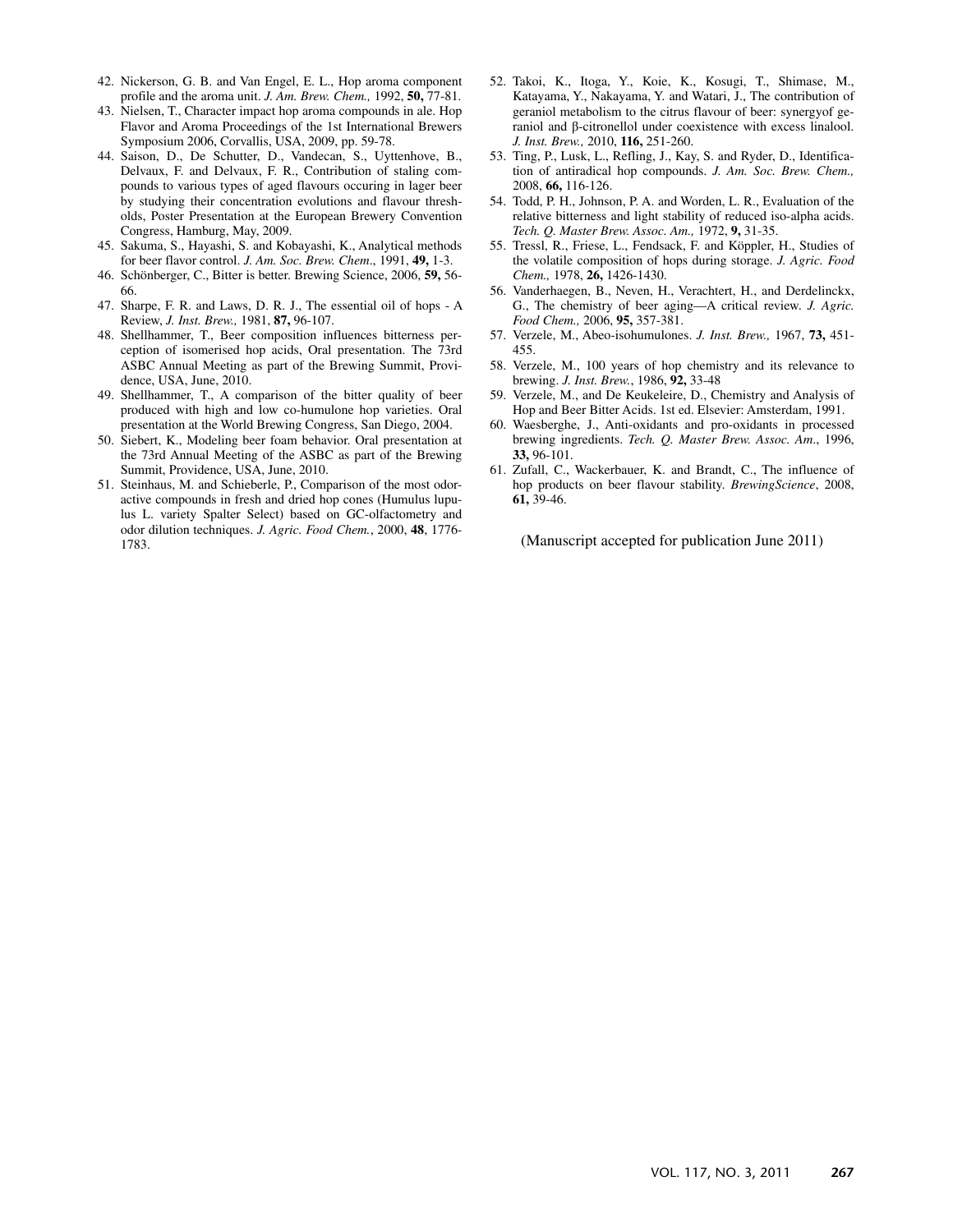42. Nickerson, G. B. and Van Engel, E. L., Hop aroma component profile and the aroma unit. *J. Am. Brew. Chem.,* 1992, **50,** 77-81.
43. Nielsen, T., Character impact hop aroma compounds in ale. Hop Flavor and Aroma Proceedings of the 1st International Brewers Symposium 2006, Corvallis, USA, 2009, pp. 59-78.
44. Saison, D., De Schutter, D., Vandecan, S., Uyttenhove, B., Delvaux, F. and Delvaux, F. R., Contribution of staling compounds to various types of aged flavours occuring in lager beer by studying their concentration evolutions and flavour thresholds, Poster Presentation at the European Brewery Convention Congress, Hamburg, May, 2009.
45. Sakuma, S., Hayashi, S. and Kobayashi, K., Analytical methods for beer flavor control. *J. Am. Soc. Brew. Chem*., 1991, **49,** 1-3.
46. Schönberger, C., Bitter is better. Brewing Science, 2006, **59,** 56-66.
47. Sharpe, F. R. and Laws, D. R. J., The essential oil of hops - A Review, *J. Inst. Brew.,* 1981, **87,** 96-107.
48. Shellhammer, T., Beer composition influences bitterness perception of isomerised hop acids, Oral presentation. The 73rd ASBC Annual Meeting as part of the Brewing Summit, Providence, USA, June, 2010.
49. Shellhammer, T., A comparison of the bitter quality of beer produced with high and low co-humulone hop varieties. Oral presentation at the World Brewing Congress, San Diego, 2004.
50. Siebert, K., Modeling beer foam behavior. Oral presentation at the 73rd Annual Meeting of the ASBC as part of the Brewing Summit, Providence, USA, June, 2010.
51. Steinhaus, M. and Schieberle, P., Comparison of the most odor-active compounds in fresh and dried hop cones (Humulus lupulus L. variety Spalter Select) based on GC-olfactometry and odor dilution techniques. *J. Agric. Food Chem.*, 2000, **48**, 1776-1783.
52. Takoi, K., Itoga, Y., Koie, K., Kosugi, T., Shimase, M., Katayama, Y., Nakayama, Y. and Watari, J., The contribution of geraniol metabolism to the citrus flavour of beer: synergyof geraniol and β-citronellol under coexistence with excess linalool. *J. Inst. Brew.,* 2010, **116,** 251-260.
53. Ting, P., Lusk, L., Refling, J., Kay, S. and Ryder, D., Identification of antiradical hop compounds. *J. Am. Soc. Brew. Chem.,* 2008, **66,** 116-126.
54. Todd, P. H., Johnson, P. A. and Worden, L. R., Evaluation of the relative bitterness and light stability of reduced iso-alpha acids. *Tech. Q. Master Brew. Assoc. Am.,* 1972, **9,** 31-35.
55. Tressl, R., Friese, L., Fendsack, F. and Köppler, H., Studies of the volatile composition of hops during storage. *J. Agric. Food Chem.,* 1978, **26,** 1426-1430.
56. Vanderhaegen, B., Neven, H., Verachtert, H., and Derdelinckx, G., The chemistry of beer aging—A critical review. *J. Agric. Food Chem.,* 2006, **95,** 357-381.
57. Verzele, M., Abeo-isohumulones. *J. Inst. Brew.,* 1967, **73,** 451-455.
58. Verzele, M., 100 years of hop chemistry and its relevance to brewing. *J. Inst. Brew.*, 1986, **92,** 33-48
59. Verzele, M., and De Keukeleire, D., Chemistry and Analysis of Hop and Beer Bitter Acids. 1st ed. Elsevier: Amsterdam, 1991.
60. Waesberghe, J., Anti-oxidants and pro-oxidants in processed brewing ingredients. *Tech. Q. Master Brew. Assoc. Am*., 1996, **33,** 96-101.
61. Zufall, C., Wackerbauer, K. and Brandt, C., The influence of hop products on beer flavour stability. *BrewingScience*, 2008, **61,** 39-46.

(Manuscript accepted for publication June 2011)